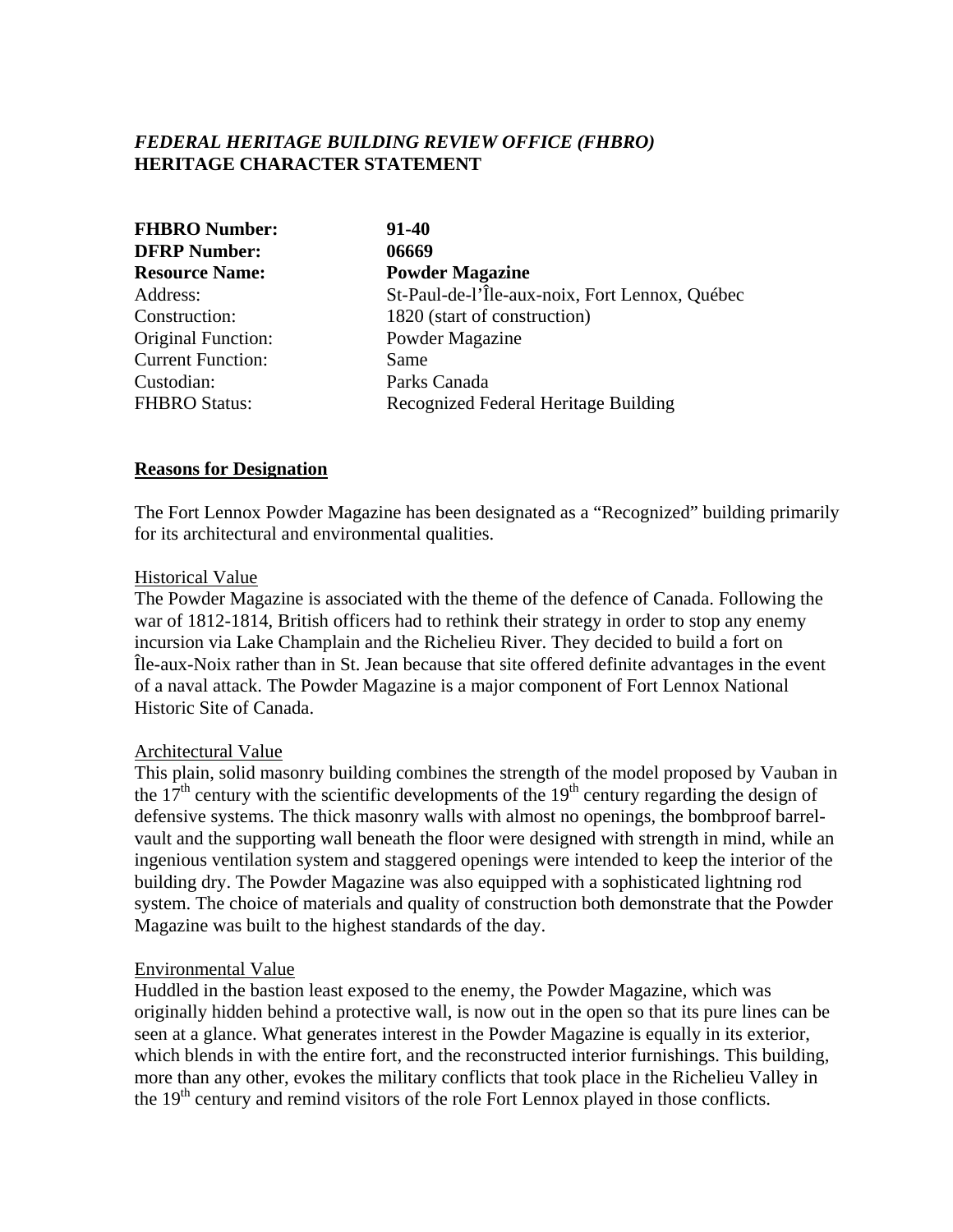***FEDERAL HERITAGE BUILDING REVIEW OFFICE (FHBRO)***
**HERITAGE CHARACTER STATEMENT**

| | |
|---|---|
| **FHBRO Number:** | **91-40** |
| **DFRP Number:** | **06669** |
| **Resource Name:** | **Powder Magazine** |
| Address: | St-Paul-de-l'Île-aux-noix, Fort Lennox, Québec |
| Construction: | 1820 (start of construction) |
| Original Function: | Powder Magazine |
| Current Function: | Same |
| Custodian: | Parks Canada |
| FHBRO Status: | Recognized Federal Heritage Building |

## Reasons for Designation

The Fort Lennox Powder Magazine has been designated as a "Recognized" building primarily for its architectural and environmental qualities.

### Historical Value

The Powder Magazine is associated with the theme of the defence of Canada. Following the war of 1812-1814, British officers had to rethink their strategy in order to stop any enemy incursion via Lake Champlain and the Richelieu River. They decided to build a fort on Île-aux-Noix rather than in St. Jean because that site offered definite advantages in the event of a naval attack. The Powder Magazine is a major component of Fort Lennox National Historic Site of Canada.

### Architectural Value

This plain, solid masonry building combines the strength of the model proposed by Vauban in the 17th century with the scientific developments of the 19th century regarding the design of defensive systems. The thick masonry walls with almost no openings, the bombproof barrel-vault and the supporting wall beneath the floor were designed with strength in mind, while an ingenious ventilation system and staggered openings were intended to keep the interior of the building dry. The Powder Magazine was also equipped with a sophisticated lightning rod system. The choice of materials and quality of construction both demonstrate that the Powder Magazine was built to the highest standards of the day.

### Environmental Value

Huddled in the bastion least exposed to the enemy, the Powder Magazine, which was originally hidden behind a protective wall, is now out in the open so that its pure lines can be seen at a glance. What generates interest in the Powder Magazine is equally in its exterior, which blends in with the entire fort, and the reconstructed interior furnishings. This building, more than any other, evokes the military conflicts that took place in the Richelieu Valley in the 19th century and remind visitors of the role Fort Lennox played in those conflicts.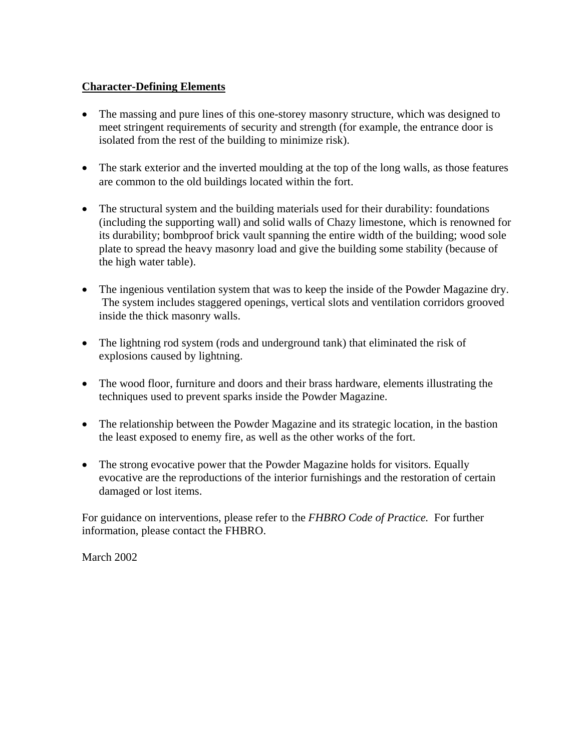**Character-Defining Elements**

- The massing and pure lines of this one-storey masonry structure, which was designed to meet stringent requirements of security and strength (for example, the entrance door is isolated from the rest of the building to minimize risk).
- The stark exterior and the inverted moulding at the top of the long walls, as those features are common to the old buildings located within the fort.
- The structural system and the building materials used for their durability: foundations (including the supporting wall) and solid walls of Chazy limestone, which is renowned for its durability; bombproof brick vault spanning the entire width of the building; wood sole plate to spread the heavy masonry load and give the building some stability (because of the high water table).
- The ingenious ventilation system that was to keep the inside of the Powder Magazine dry. The system includes staggered openings, vertical slots and ventilation corridors grooved inside the thick masonry walls.
- The lightning rod system (rods and underground tank) that eliminated the risk of explosions caused by lightning.
- The wood floor, furniture and doors and their brass hardware, elements illustrating the techniques used to prevent sparks inside the Powder Magazine.
- The relationship between the Powder Magazine and its strategic location, in the bastion the least exposed to enemy fire, as well as the other works of the fort.
- The strong evocative power that the Powder Magazine holds for visitors. Equally evocative are the reproductions of the interior furnishings and the restoration of certain damaged or lost items.

For guidance on interventions, please refer to the *FHBRO Code of Practice.* For further information, please contact the FHBRO.

March 2002